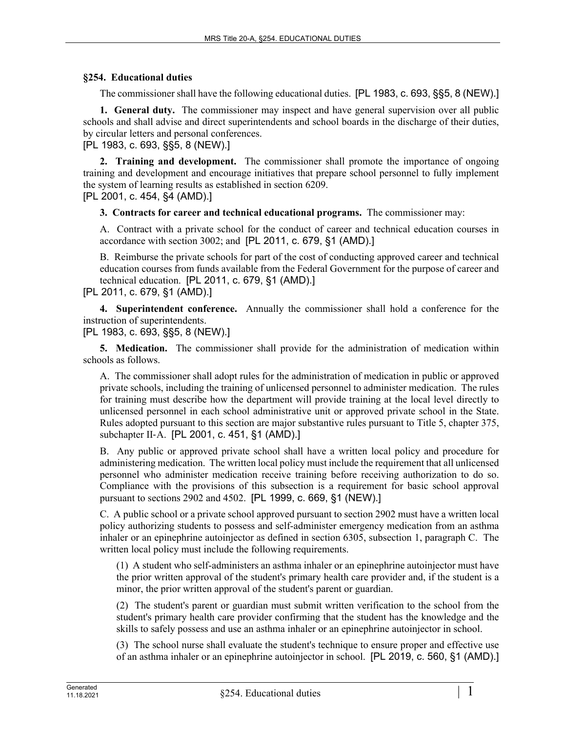## §254. Educational duties

The commissioner shall have the following educational duties. [PL 1983, c. 693, §§5, 8 (NEW).]

**1. General duty.** The commissioner may inspect and have general supervision over all public schools and shall advise and direct superintendents and school boards in the discharge of their duties, by circular letters and personal conferences.

[PL 1983, c. 693, §§5, 8 (NEW).]

**2. Training and development.** The commissioner shall promote the importance of ongoing training and development and encourage initiatives that prepare school personnel to fully implement the system of learning results as established in section 6209.

[PL 2001, c. 454, §4 (AMD).]

**3. Contracts for career and technical educational programs.** The commissioner may:

A. Contract with a private school for the conduct of career and technical education courses in accordance with section 3002; and [PL 2011, c. 679, §1 (AMD).]

B. Reimburse the private schools for part of the cost of conducting approved career and technical education courses from funds available from the Federal Government for the purpose of career and technical education. [PL 2011, c. 679, §1 (AMD).]

[PL 2011, c. 679, §1 (AMD).]

**4. Superintendent conference.** Annually the commissioner shall hold a conference for the instruction of superintendents.

[PL 1983, c. 693, §§5, 8 (NEW).]

**5. Medication.** The commissioner shall provide for the administration of medication within schools as follows.

A. The commissioner shall adopt rules for the administration of medication in public or approved private schools, including the training of unlicensed personnel to administer medication. The rules for training must describe how the department will provide training at the local level directly to unlicensed personnel in each school administrative unit or approved private school in the State. Rules adopted pursuant to this section are major substantive rules pursuant to Title 5, chapter 375, subchapter II-A. [PL 2001, c. 451, §1 (AMD).]

B. Any public or approved private school shall have a written local policy and procedure for administering medication. The written local policy must include the requirement that all unlicensed personnel who administer medication receive training before receiving authorization to do so. Compliance with the provisions of this subsection is a requirement for basic school approval pursuant to sections 2902 and 4502. [PL 1999, c. 669, §1 (NEW).]

C. A public school or a private school approved pursuant to section 2902 must have a written local policy authorizing students to possess and self-administer emergency medication from an asthma inhaler or an epinephrine autoinjector as defined in section 6305, subsection 1, paragraph C. The written local policy must include the following requirements.

(1) A student who self-administers an asthma inhaler or an epinephrine autoinjector must have the prior written approval of the student's primary health care provider and, if the student is a minor, the prior written approval of the student's parent or guardian.

(2) The student's parent or guardian must submit written verification to the school from the student's primary health care provider confirming that the student has the knowledge and the skills to safely possess and use an asthma inhaler or an epinephrine autoinjector in school.

(3) The school nurse shall evaluate the student's technique to ensure proper and effective use of an asthma inhaler or an epinephrine autoinjector in school. [PL 2019, c. 560, §1 (AMD).]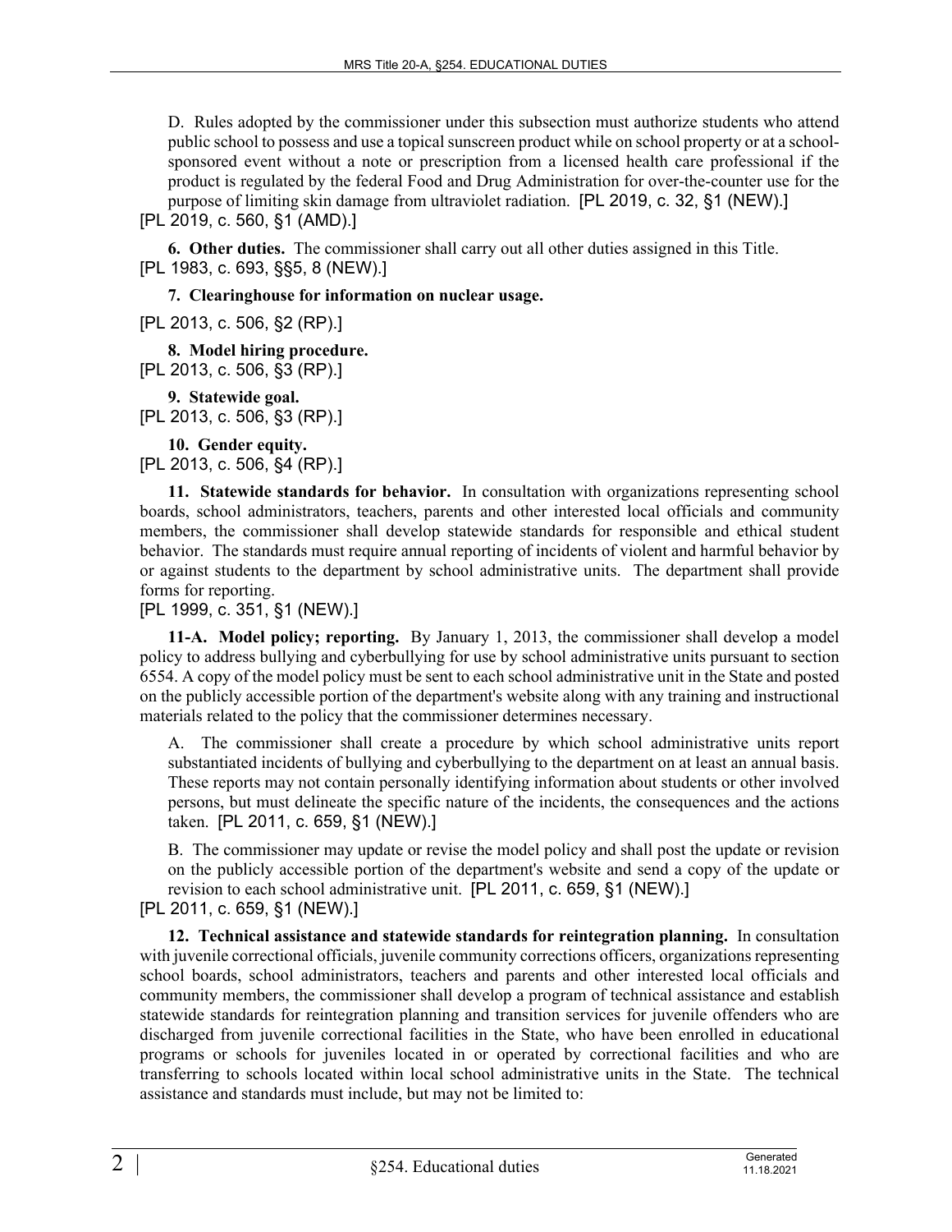D. Rules adopted by the commissioner under this subsection must authorize students who attend public school to possess and use a topical sunscreen product while on school property or at a school-sponsored event without a note or prescription from a licensed health care professional if the product is regulated by the federal Food and Drug Administration for over-the-counter use for the purpose of limiting skin damage from ultraviolet radiation. [PL 2019, c. 32, §1 (NEW).]

[PL 2019, c. 560, §1 (AMD).]

**6. Other duties.** The commissioner shall carry out all other duties assigned in this Title.

[PL 1983, c. 693, §§5, 8 (NEW).]

**7. Clearinghouse for information on nuclear usage.**

[PL 2013, c. 506, §2 (RP).]

**8. Model hiring procedure.**

[PL 2013, c. 506, §3 (RP).]

**9. Statewide goal.**

[PL 2013, c. 506, §3 (RP).]

**10. Gender equity.**

[PL 2013, c. 506, §4 (RP).]

**11. Statewide standards for behavior.** In consultation with organizations representing school boards, school administrators, teachers, parents and other interested local officials and community members, the commissioner shall develop statewide standards for responsible and ethical student behavior. The standards must require annual reporting of incidents of violent and harmful behavior by or against students to the department by school administrative units. The department shall provide forms for reporting.

[PL 1999, c. 351, §1 (NEW).]

**11-A. Model policy; reporting.** By January 1, 2013, the commissioner shall develop a model policy to address bullying and cyberbullying for use by school administrative units pursuant to section 6554. A copy of the model policy must be sent to each school administrative unit in the State and posted on the publicly accessible portion of the department's website along with any training and instructional materials related to the policy that the commissioner determines necessary.

A. The commissioner shall create a procedure by which school administrative units report substantiated incidents of bullying and cyberbullying to the department on at least an annual basis. These reports may not contain personally identifying information about students or other involved persons, but must delineate the specific nature of the incidents, the consequences and the actions taken. [PL 2011, c. 659, §1 (NEW).]

B. The commissioner may update or revise the model policy and shall post the update or revision on the publicly accessible portion of the department's website and send a copy of the update or revision to each school administrative unit. [PL 2011, c. 659, §1 (NEW).]

[PL 2011, c. 659, §1 (NEW).]

**12. Technical assistance and statewide standards for reintegration planning.** In consultation with juvenile correctional officials, juvenile community corrections officers, organizations representing school boards, school administrators, teachers and parents and other interested local officials and community members, the commissioner shall develop a program of technical assistance and establish statewide standards for reintegration planning and transition services for juvenile offenders who are discharged from juvenile correctional facilities in the State, who have been enrolled in educational programs or schools for juveniles located in or operated by correctional facilities and who are transferring to schools located within local school administrative units in the State. The technical assistance and standards must include, but may not be limited to: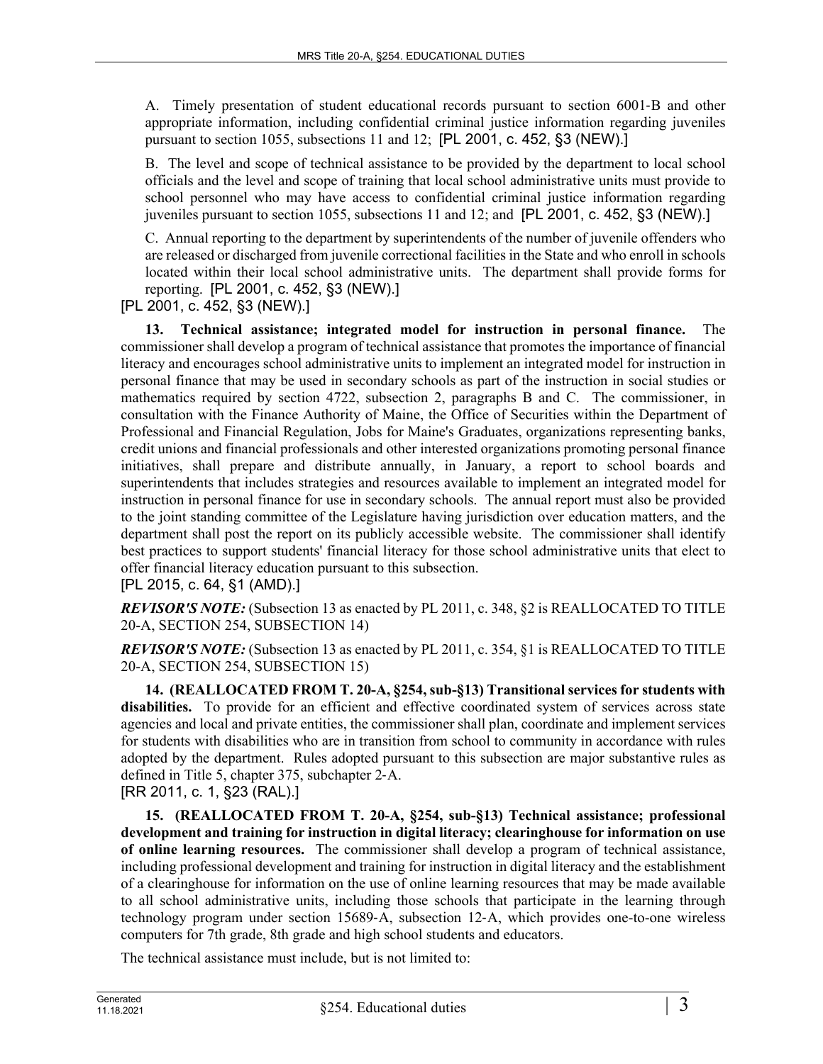A. Timely presentation of student educational records pursuant to section 6001-B and other appropriate information, including confidential criminal justice information regarding juveniles pursuant to section 1055, subsections 11 and 12; [PL 2001, c. 452, §3 (NEW).]

B. The level and scope of technical assistance to be provided by the department to local school officials and the level and scope of training that local school administrative units must provide to school personnel who may have access to confidential criminal justice information regarding juveniles pursuant to section 1055, subsections 11 and 12; and [PL 2001, c. 452, §3 (NEW).]

C. Annual reporting to the department by superintendents of the number of juvenile offenders who are released or discharged from juvenile correctional facilities in the State and who enroll in schools located within their local school administrative units. The department shall provide forms for reporting. [PL 2001, c. 452, §3 (NEW).]

[PL 2001, c. 452, §3 (NEW).]

**13. Technical assistance; integrated model for instruction in personal finance.** The commissioner shall develop a program of technical assistance that promotes the importance of financial literacy and encourages school administrative units to implement an integrated model for instruction in personal finance that may be used in secondary schools as part of the instruction in social studies or mathematics required by section 4722, subsection 2, paragraphs B and C. The commissioner, in consultation with the Finance Authority of Maine, the Office of Securities within the Department of Professional and Financial Regulation, Jobs for Maine's Graduates, organizations representing banks, credit unions and financial professionals and other interested organizations promoting personal finance initiatives, shall prepare and distribute annually, in January, a report to school boards and superintendents that includes strategies and resources available to implement an integrated model for instruction in personal finance for use in secondary schools. The annual report must also be provided to the joint standing committee of the Legislature having jurisdiction over education matters, and the department shall post the report on its publicly accessible website. The commissioner shall identify best practices to support students' financial literacy for those school administrative units that elect to offer financial literacy education pursuant to this subsection.

[PL 2015, c. 64, §1 (AMD).]

***REVISOR'S NOTE:*** (Subsection 13 as enacted by PL 2011, c. 348, §2 is REALLOCATED TO TITLE 20-A, SECTION 254, SUBSECTION 14)

***REVISOR'S NOTE:*** (Subsection 13 as enacted by PL 2011, c. 354, §1 is REALLOCATED TO TITLE 20-A, SECTION 254, SUBSECTION 15)

**14. (REALLOCATED FROM T. 20-A, §254, sub-§13) Transitional services for students with disabilities.** To provide for an efficient and effective coordinated system of services across state agencies and local and private entities, the commissioner shall plan, coordinate and implement services for students with disabilities who are in transition from school to community in accordance with rules adopted by the department. Rules adopted pursuant to this subsection are major substantive rules as defined in Title 5, chapter 375, subchapter 2-A.

[RR 2011, c. 1, §23 (RAL).]

**15. (REALLOCATED FROM T. 20-A, §254, sub-§13) Technical assistance; professional development and training for instruction in digital literacy; clearinghouse for information on use of online learning resources.** The commissioner shall develop a program of technical assistance, including professional development and training for instruction in digital literacy and the establishment of a clearinghouse for information on the use of online learning resources that may be made available to all school administrative units, including those schools that participate in the learning through technology program under section 15689-A, subsection 12-A, which provides one-to-one wireless computers for 7th grade, 8th grade and high school students and educators.

The technical assistance must include, but is not limited to: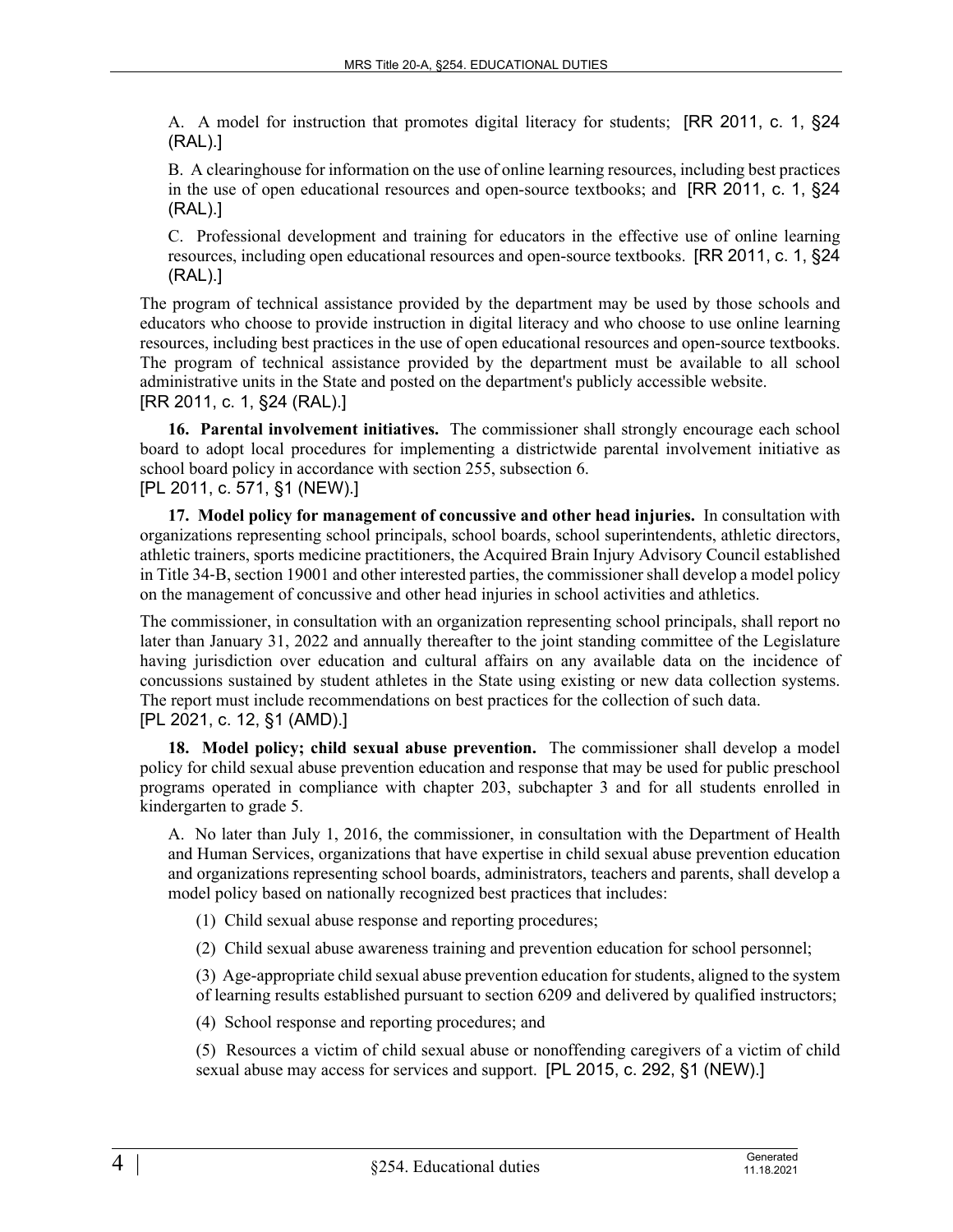A. A model for instruction that promotes digital literacy for students; [RR 2011, c. 1, §24 (RAL).]

B. A clearinghouse for information on the use of online learning resources, including best practices in the use of open educational resources and open-source textbooks; and [RR 2011, c. 1, §24 (RAL).]

C. Professional development and training for educators in the effective use of online learning resources, including open educational resources and open-source textbooks. [RR 2011, c. 1, §24 (RAL).]

The program of technical assistance provided by the department may be used by those schools and educators who choose to provide instruction in digital literacy and who choose to use online learning resources, including best practices in the use of open educational resources and open-source textbooks. The program of technical assistance provided by the department must be available to all school administrative units in the State and posted on the department's publicly accessible website.
[RR 2011, c. 1, §24 (RAL).]

**16. Parental involvement initiatives.** The commissioner shall strongly encourage each school board to adopt local procedures for implementing a districtwide parental involvement initiative as school board policy in accordance with section 255, subsection 6.
[PL 2011, c. 571, §1 (NEW).]

**17. Model policy for management of concussive and other head injuries.** In consultation with organizations representing school principals, school boards, school superintendents, athletic directors, athletic trainers, sports medicine practitioners, the Acquired Brain Injury Advisory Council established in Title 34-B, section 19001 and other interested parties, the commissioner shall develop a model policy on the management of concussive and other head injuries in school activities and athletics.

The commissioner, in consultation with an organization representing school principals, shall report no later than January 31, 2022 and annually thereafter to the joint standing committee of the Legislature having jurisdiction over education and cultural affairs on any available data on the incidence of concussions sustained by student athletes in the State using existing or new data collection systems. The report must include recommendations on best practices for the collection of such data.
[PL 2021, c. 12, §1 (AMD).]

**18. Model policy; child sexual abuse prevention.** The commissioner shall develop a model policy for child sexual abuse prevention education and response that may be used for public preschool programs operated in compliance with chapter 203, subchapter 3 and for all students enrolled in kindergarten to grade 5.

A. No later than July 1, 2016, the commissioner, in consultation with the Department of Health and Human Services, organizations that have expertise in child sexual abuse prevention education and organizations representing school boards, administrators, teachers and parents, shall develop a model policy based on nationally recognized best practices that includes:

(1) Child sexual abuse response and reporting procedures;

(2) Child sexual abuse awareness training and prevention education for school personnel;

(3) Age-appropriate child sexual abuse prevention education for students, aligned to the system of learning results established pursuant to section 6209 and delivered by qualified instructors;

(4) School response and reporting procedures; and

(5) Resources a victim of child sexual abuse or nonoffending caregivers of a victim of child sexual abuse may access for services and support. [PL 2015, c. 292, §1 (NEW).]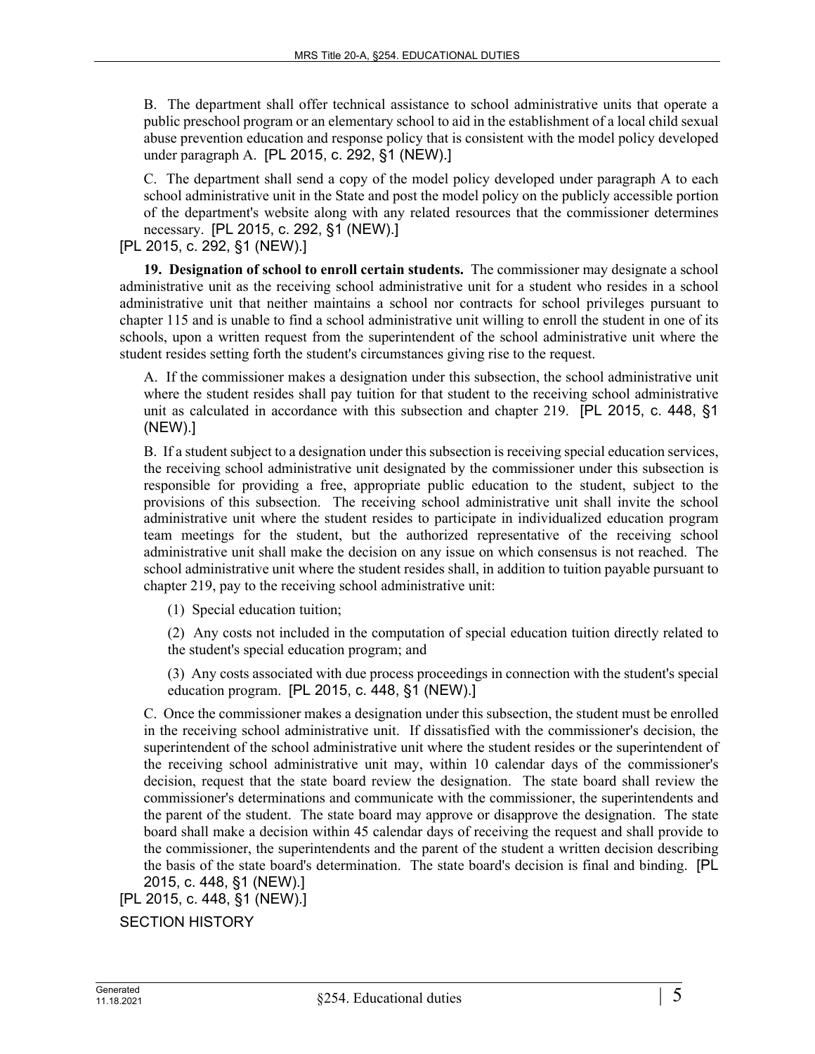B. The department shall offer technical assistance to school administrative units that operate a public preschool program or an elementary school to aid in the establishment of a local child sexual abuse prevention education and response policy that is consistent with the model policy developed under paragraph A. [PL 2015, c. 292, §1 (NEW).]

C. The department shall send a copy of the model policy developed under paragraph A to each school administrative unit in the State and post the model policy on the publicly accessible portion of the department's website along with any related resources that the commissioner determines necessary. [PL 2015, c. 292, §1 (NEW).]

[PL 2015, c. 292, §1 (NEW).]

**19. Designation of school to enroll certain students.** The commissioner may designate a school administrative unit as the receiving school administrative unit for a student who resides in a school administrative unit that neither maintains a school nor contracts for school privileges pursuant to chapter 115 and is unable to find a school administrative unit willing to enroll the student in one of its schools, upon a written request from the superintendent of the school administrative unit where the student resides setting forth the student's circumstances giving rise to the request.

A. If the commissioner makes a designation under this subsection, the school administrative unit where the student resides shall pay tuition for that student to the receiving school administrative unit as calculated in accordance with this subsection and chapter 219. [PL 2015, c. 448, §1 (NEW).]

B. If a student subject to a designation under this subsection is receiving special education services, the receiving school administrative unit designated by the commissioner under this subsection is responsible for providing a free, appropriate public education to the student, subject to the provisions of this subsection. The receiving school administrative unit shall invite the school administrative unit where the student resides to participate in individualized education program team meetings for the student, but the authorized representative of the receiving school administrative unit shall make the decision on any issue on which consensus is not reached. The school administrative unit where the student resides shall, in addition to tuition payable pursuant to chapter 219, pay to the receiving school administrative unit:

(1) Special education tuition;

(2) Any costs not included in the computation of special education tuition directly related to the student's special education program; and

(3) Any costs associated with due process proceedings in connection with the student's special education program. [PL 2015, c. 448, §1 (NEW).]

C. Once the commissioner makes a designation under this subsection, the student must be enrolled in the receiving school administrative unit. If dissatisfied with the commissioner's decision, the superintendent of the school administrative unit where the student resides or the superintendent of the receiving school administrative unit may, within 10 calendar days of the commissioner's decision, request that the state board review the designation. The state board shall review the commissioner's determinations and communicate with the commissioner, the superintendents and the parent of the student. The state board may approve or disapprove the designation. The state board shall make a decision within 45 calendar days of receiving the request and shall provide to the commissioner, the superintendents and the parent of the student a written decision describing the basis of the state board's determination. The state board's decision is final and binding. [PL 2015, c. 448, §1 (NEW).]

[PL 2015, c. 448, §1 (NEW).]

SECTION HISTORY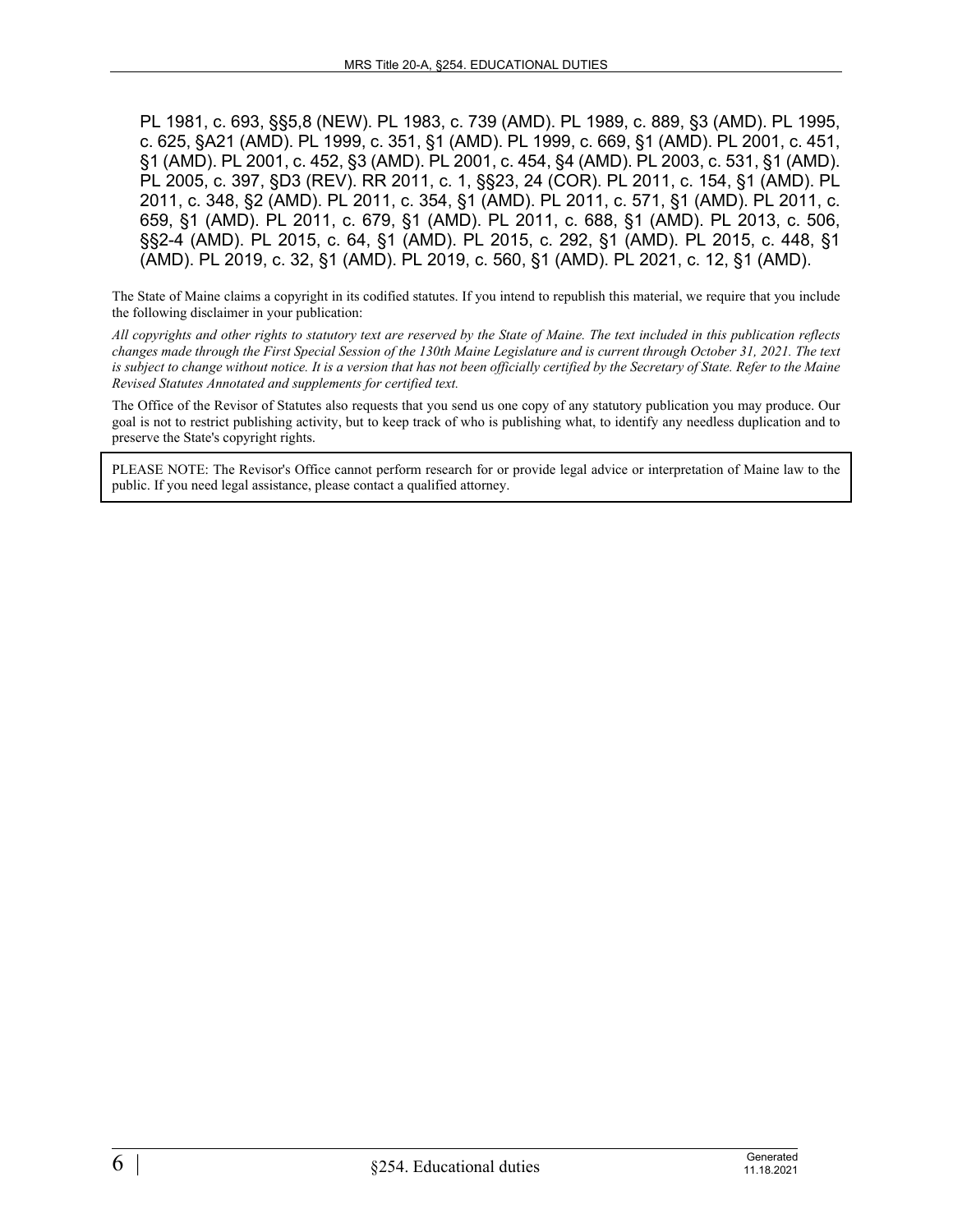PL 1981, c. 693, §§5,8 (NEW). PL 1983, c. 739 (AMD). PL 1989, c. 889, §3 (AMD). PL 1995, c. 625, §A21 (AMD). PL 1999, c. 351, §1 (AMD). PL 1999, c. 669, §1 (AMD). PL 2001, c. 451, §1 (AMD). PL 2001, c. 452, §3 (AMD). PL 2001, c. 454, §4 (AMD). PL 2003, c. 531, §1 (AMD). PL 2005, c. 397, §D3 (REV). RR 2011, c. 1, §§23, 24 (COR). PL 2011, c. 154, §1 (AMD). PL 2011, c. 348, §2 (AMD). PL 2011, c. 354, §1 (AMD). PL 2011, c. 571, §1 (AMD). PL 2011, c. 659, §1 (AMD). PL 2011, c. 679, §1 (AMD). PL 2011, c. 688, §1 (AMD). PL 2013, c. 506, §§2-4 (AMD). PL 2015, c. 64, §1 (AMD). PL 2015, c. 292, §1 (AMD). PL 2015, c. 448, §1 (AMD). PL 2019, c. 32, §1 (AMD). PL 2019, c. 560, §1 (AMD). PL 2021, c. 12, §1 (AMD).

The State of Maine claims a copyright in its codified statutes. If you intend to republish this material, we require that you include the following disclaimer in your publication:

*All copyrights and other rights to statutory text are reserved by the State of Maine. The text included in this publication reflects changes made through the First Special Session of the 130th Maine Legislature and is current through October 31, 2021. The text is subject to change without notice. It is a version that has not been officially certified by the Secretary of State. Refer to the Maine Revised Statutes Annotated and supplements for certified text.*

The Office of the Revisor of Statutes also requests that you send us one copy of any statutory publication you may produce. Our goal is not to restrict publishing activity, but to keep track of who is publishing what, to identify any needless duplication and to preserve the State's copyright rights.

PLEASE NOTE: The Revisor's Office cannot perform research for or provide legal advice or interpretation of Maine law to the public. If you need legal assistance, please contact a qualified attorney.